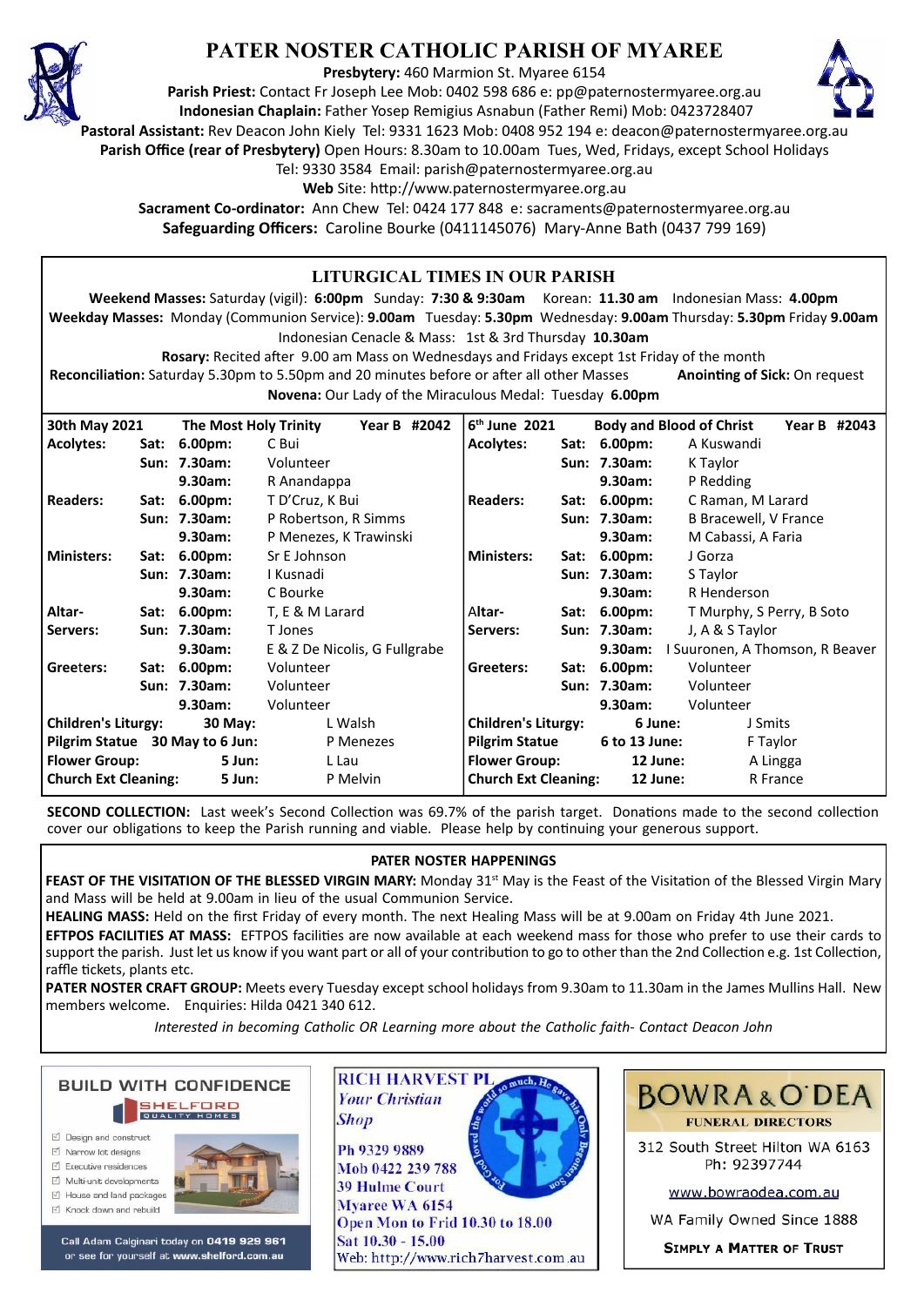# PATER NOSTER CATHOLIC PARISH OF MYAREE

**Presbytery:** 460 Marmion St. Myaree 6154
**Parish Priest:** Contact Fr Joseph Lee Mob: 0402 598 686 e: pp@paternostermyaree.org.au
**Indonesian Chaplain:** Father Yosep Remigius Asnabun (Father Remi) Mob: 0423728407
**Pastoral Assistant:** Rev Deacon John Kiely Tel: 9331 1623 Mob: 0408 952 194 e: deacon@paternostermyaree.org.au
**Parish Office (rear of Presbytery)** Open Hours: 8.30am to 10.00am Tues, Wed, Fridays, except School Holidays
Tel: 9330 3584 Email: parish@paternostermyaree.org.au
**Web** Site: http://www.paternostermyaree.org.au
**Sacrament Co-ordinator:** Ann Chew Tel: 0424 177 848 e: sacraments@paternostermyaree.org.au
**Safeguarding Officers:** Caroline Bourke (0411145076) Mary-Anne Bath (0437 799 169)

## LITURGICAL TIMES IN OUR PARISH

**Weekend Masses:** Saturday (vigil): **6:00pm** Sunday: **7:30 & 9:30am** Korean: **11.30 am** Indonesian Mass: **4.00pm**
**Weekday Masses:** Monday (Communion Service): **9.00am** Tuesday: **5.30pm** Wednesday: **9.00am** Thursday: **5.30pm** Friday **9.00am**
Indonesian Cenacle & Mass: 1st & 3rd Thursday **10.30am**
**Rosary:** Recited after 9.00 am Mass on Wednesdays and Fridays except 1st Friday of the month
**Reconciliation:** Saturday 5.30pm to 5.50pm and 20 minutes before or after all other Masses **Anointing of Sick:** On request
**Novena:** Our Lady of the Miraculous Medal: Tuesday **6.00pm**

| **30th May 2021** | | | **The Most Holy Trinity Year B #2042** | **6th June 2021** | | | **Body and Blood of Christ Year B #2043** |
|---|---|---|---|---|---|---|---|
| **Acolytes:** | **Sat:** | **6.00pm:** | C Bui | **Acolytes:** | **Sat:** | **6.00pm:** | A Kuswandi |
| | **Sun:** | **7.30am:** | Volunteer | | **Sun:** | **7.30am:** | K Taylor |
| | | **9.30am:** | R Anandappa | | | **9.30am:** | P Redding |
| **Readers:** | **Sat:** | **6.00pm:** | T D'Cruz, K Bui | **Readers:** | **Sat:** | **6.00pm:** | C Raman, M Larard |
| | **Sun:** | **7.30am:** | P Robertson, R Simms | | **Sun:** | **7.30am:** | B Bracewell, V France |
| | | **9.30am:** | P Menezes, K Trawinski | | | **9.30am:** | M Cabassi, A Faria |
| **Ministers:** | **Sat:** | **6.00pm:** | Sr E Johnson | **Ministers:** | **Sat:** | **6.00pm:** | J Gorza |
| | **Sun:** | **7.30am:** | I Kusnadi | | **Sun:** | **7.30am:** | S Taylor |
| | | **9.30am:** | C Bourke | | | **9.30am:** | R Henderson |
| **Altar-Servers:** | **Sat:** | **6.00pm:** | T, E & M Larard | **Altar-Servers:** | **Sat:** | **6.00pm:** | T Murphy, S Perry, B Soto |
| | **Sun:** | **7.30am:** | T Jones | | **Sun:** | **7.30am:** | J, A & S Taylor |
| | | **9.30am:** | E & Z De Nicolis, G Fullgrabe | | | **9.30am:** | I Suuronen, A Thomson, R Beaver |
| **Greeters:** | **Sat:** | **6.00pm:** | Volunteer | **Greeters:** | **Sat:** | **6.00pm:** | Volunteer |
| | **Sun:** | **7.30am:** | Volunteer | | **Sun:** | **7.30am:** | Volunteer |
| | | **9.30am:** | Volunteer | | | **9.30am:** | Volunteer |
| **Children's Liturgy:** | | **30 May:** | L Walsh | **Children's Liturgy:** | | **6 June:** | J Smits |
| **Pilgrim Statue** | | **30 May to 6 Jun:** | P Menezes | **Pilgrim Statue** | | **6 to 13 June:** | F Taylor |
| **Flower Group:** | | **5 Jun:** | L Lau | **Flower Group:** | | **12 June:** | A Lingga |
| **Church Ext Cleaning:** | | **5 Jun:** | P Melvin | **Church Ext Cleaning:** | | **12 June:** | R France |

**SECOND COLLECTION:** Last week's Second Collection was 69.7% of the parish target. Donations made to the second collection cover our obligations to keep the Parish running and viable. Please help by continuing your generous support.

## PATER NOSTER HAPPENINGS

**FEAST OF THE VISITATION OF THE BLESSED VIRGIN MARY:** Monday 31st May is the Feast of the Visitation of the Blessed Virgin Mary and Mass will be held at 9.00am in lieu of the usual Communion Service.

**HEALING MASS:** Held on the first Friday of every month. The next Healing Mass will be at 9.00am on Friday 4th June 2021.

**EFTPOS FACILITIES AT MASS:** EFTPOS facilities are now available at each weekend mass for those who prefer to use their cards to support the parish. Just let us know if you want part or all of your contribution to go to other than the 2nd Collection e.g. 1st Collection, raffle tickets, plants etc.

**PATER NOSTER CRAFT GROUP:** Meets every Tuesday except school holidays from 9.30am to 11.30am in the James Mullins Hall. New members welcome. Enquiries: Hilda 0421 340 612.

*Interested in becoming Catholic OR Learning more about the Catholic faith- Contact Deacon John*

**BUILD WITH CONFIDENCE**
SHELFORD QUALITY HOMES
- Design and construct
- Narrow lot designs
- Executive residences
- Multi-unit developments
- House and land packages
- Knock down and rebuild

Call Adam Calginari today on 0419 929 961 or see for yourself at www.shelford.com.au

**RICH HARVEST PL**
*Your Christian Shop*
Ph 9329 9889
Mob 0422 239 788
39 Hulme Court
Myaree WA 6154
Open Mon to Frid 10.30 to 18.00
Sat 10.30 - 15.00
Web: http://www.rich7harvest.com.au

**BOWRA & O'DEA**
FUNERAL DIRECTORS
312 South Street Hilton WA 6163
Ph: 92397744
www.bowraodea.com.au
WA Family Owned Since 1888
SIMPLY A MATTER OF TRUST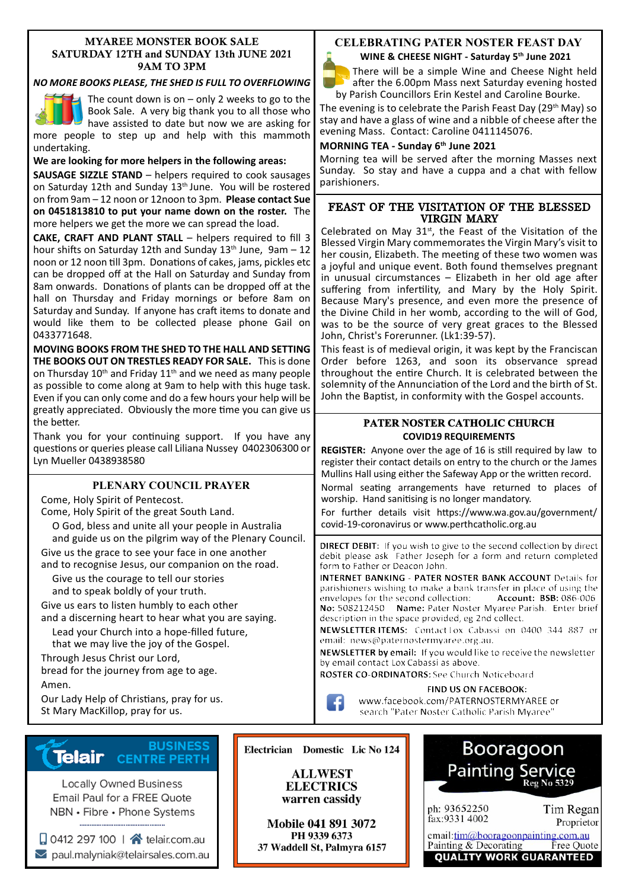## MYAREE MONSTER BOOK SALE
## SATURDAY 12TH and SUNDAY 13th JUNE 2021
## 9AM TO 3PM

***NO MORE BOOKS PLEASE, THE SHED IS FULL TO OVERFLOWING***

The count down is on – only 2 weeks to go to the Book Sale. A very big thank you to all those who have assisted to date but now we are asking for more people to step up and help with this mammoth undertaking.

**We are looking for more helpers in the following areas:**

**SAUSAGE SIZZLE STAND** – helpers required to cook sausages on Saturday 12th and Sunday 13th June. You will be rostered on from 9am – 12 noon or 12noon to 3pm. **Please contact Sue on 0451813810 to put your name down on the roster.** The more helpers we get the more we can spread the load.

**CAKE, CRAFT AND PLANT STALL** – helpers required to fill 3 hour shifts on Saturday 12th and Sunday 13th June, 9am – 12 noon or 12 noon till 3pm. Donations of cakes, jams, pickles etc can be dropped off at the Hall on Saturday and Sunday from 8am onwards. Donations of plants can be dropped off at the hall on Thursday and Friday mornings or before 8am on Saturday and Sunday. If anyone has craft items to donate and would like them to be collected please phone Gail on 0433771648.

**MOVING BOOKS FROM THE SHED TO THE HALL AND SETTING THE BOOKS OUT ON TRESTLES READY FOR SALE.** This is done on Thursday 10th and Friday 11th and we need as many people as possible to come along at 9am to help with this huge task. Even if you can only come and do a few hours your help will be greatly appreciated. Obviously the more time you can give us the better.

Thank you for your continuing support. If you have any questions or queries please call Liliana Nussey 0402306300 or Lyn Mueller 0438938580

## PLENARY COUNCIL PRAYER

Come, Holy Spirit of Pentecost.
Come, Holy Spirit of the great South Land.
O God, bless and unite all your people in Australia
and guide us on the pilgrim way of the Plenary Council.
Give us the grace to see your face in one another
and to recognise Jesus, our companion on the road.
Give us the courage to tell our stories
and to speak boldly of your truth.
Give us ears to listen humbly to each other
and a discerning heart to hear what you are saying.
Lead your Church into a hope-filled future,
that we may live the joy of the Gospel.
Through Jesus Christ our Lord,
bread for the journey from age to age.
Amen.
Our Lady Help of Christians, pray for us.
St Mary MacKillop, pray for us.

## CELEBRATING PATER NOSTER FEAST DAY

**WINE & CHEESE NIGHT - Saturday 5th June 2021**

There will be a simple Wine and Cheese Night held after the 6.00pm Mass next Saturday evening hosted by Parish Councillors Erin Kestel and Caroline Bourke.

The evening is to celebrate the Parish Feast Day (29th May) so stay and have a glass of wine and a nibble of cheese after the evening Mass. Contact: Caroline 0411145076.

**MORNING TEA - Sunday 6th June 2021**

Morning tea will be served after the morning Masses next Sunday. So stay and have a cuppa and a chat with fellow parishioners.

## FEAST OF THE VISITATION OF THE BLESSED VIRGIN MARY

Celebrated on May 31st, the Feast of the Visitation of the Blessed Virgin Mary commemorates the Virgin Mary's visit to her cousin, Elizabeth. The meeting of these two women was a joyful and unique event. Both found themselves pregnant in unusual circumstances – Elizabeth in her old age after suffering from infertility, and Mary by the Holy Spirit. Because Mary's presence, and even more the presence of the Divine Child in her womb, according to the will of God, was to be the source of very great graces to the Blessed John, Christ's Forerunner. (Lk1:39-57).

This feast is of medieval origin, it was kept by the Franciscan Order before 1263, and soon its observance spread throughout the entire Church. It is celebrated between the solemnity of the Annunciation of the Lord and the birth of St. John the Baptist, in conformity with the Gospel accounts.

## PATER NOSTER CATHOLIC CHURCH
### COVID19 REQUIREMENTS

**REGISTER:** Anyone over the age of 16 is still required by law to register their contact details on entry to the church or the James Mullins Hall using either the Safeway App or the written record.

Normal seating arrangements have returned to places of worship. Hand sanitising is no longer mandatory.

For further details visit https://www.wa.gov.au/government/covid-19-coronavirus or www.perthcatholic.org.au

**DIRECT DEBIT**: If you wish to give to the second collection by direct debit please ask Father Joseph for a form and return completed form to Father or Deacon John.

**INTERNET BANKING - PATER NOSTER BANK ACCOUNT** Details for parishioners wishing to make a bank transfer in place of using the envelopes for the second collection: **Account: BSB:** 086-006 **No:** 508212450 **Name:** Pater Noster Myaree Parish. Enter brief description in the space provided, eg 2nd collect.

**NEWSLETTER ITEMS:** Contact Lox Cabassi on 0400 344 887 or email: news@paternostermyaree.org.au.

**NEWSLETTER by email:** If you would like to receive the newsletter by email contact Lox Cabassi as above.

**ROSTER CO-ORDINATORS:** See Church Noticeboard

**FIND US ON FACEBOOK:**
www.facebook.com/PATERNOSTERMYAREE or search "Pater Noster Catholic Parish Myaree"

---

**Telair BUSINESS CENTRE PERTH**
Locally Owned Business
Email Paul for a FREE Quote
NBN • Fibre • Phone Systems
0412 297 100 | telair.com.au
paul.malyniak@telairsales.com.au

---

**Electrician Domestic Lic No 124**
**ALLWEST ELECTRICS**
**warren cassidy**
**Mobile 041 891 3072**
**PH 9339 6373**
**37 Waddell St, Palmyra 6157**

---

**Booragoon Painting Service**
Reg No 5329
ph: 93652250
fax:9331 4002
Tim Regan
Proprietor
email: tim@booragoonpainting.com.au
Painting & Decorating Free Quote
**QUALITY WORK GUARANTEED**